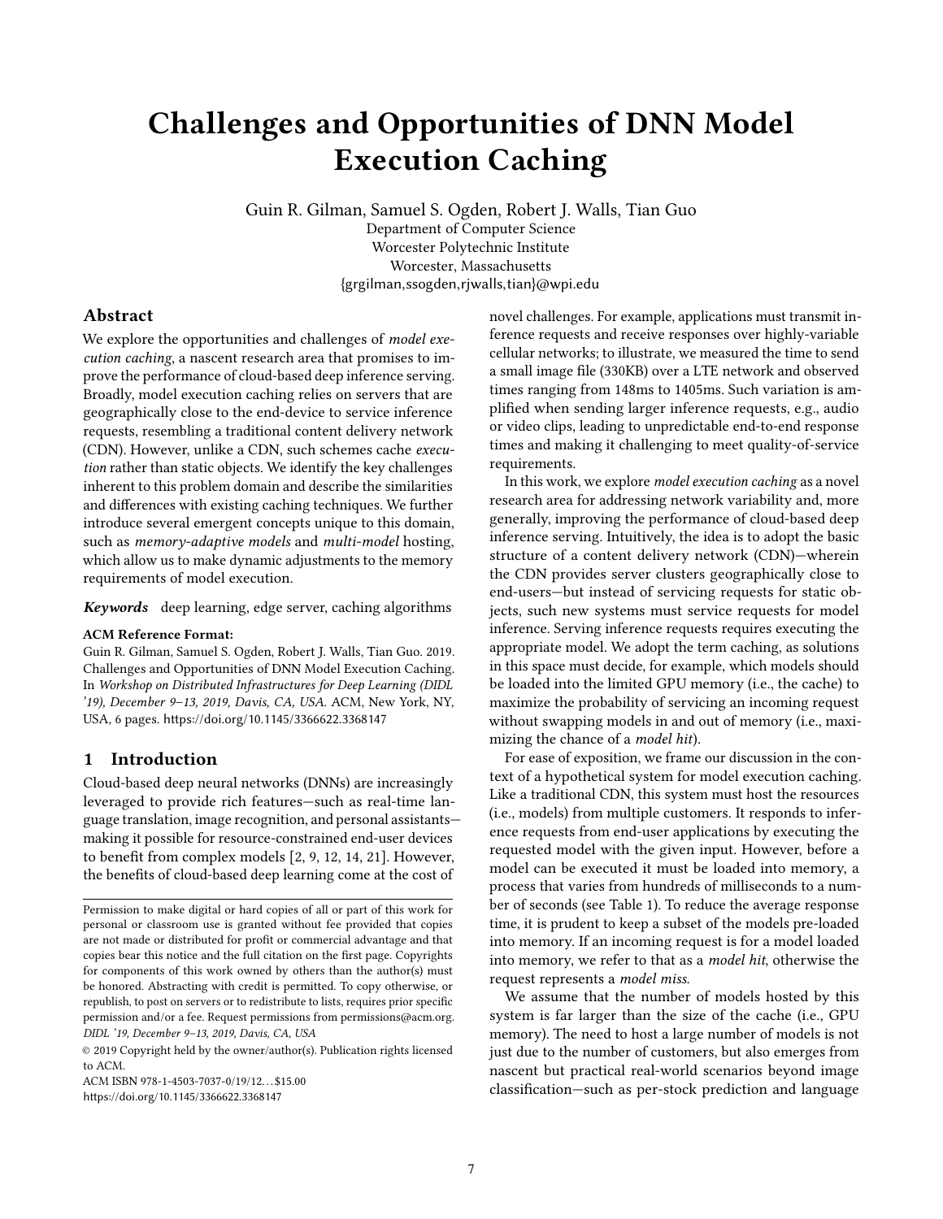# Challenges and Opportunities of DNN Model Execution Caching

Guin R. Gilman, Samuel S. Ogden, Robert J. Walls, Tian Guo
Department of Computer Science
Worcester Polytechnic Institute
Worcester, Massachusetts
{grgilman,ssogden,rjwalls,tian}@wpi.edu

## Abstract

We explore the opportunities and challenges of *model execution caching*, a nascent research area that promises to improve the performance of cloud-based deep inference serving. Broadly, model execution caching relies on servers that are geographically close to the end-device to service inference requests, resembling a traditional content delivery network (CDN). However, unlike a CDN, such schemes cache *execution* rather than static objects. We identify the key challenges inherent to this problem domain and describe the similarities and differences with existing caching techniques. We further introduce several emergent concepts unique to this domain, such as *memory-adaptive models* and *multi-model* hosting, which allow us to make dynamic adjustments to the memory requirements of model execution.

***Keywords*** deep learning, edge server, caching algorithms

**ACM Reference Format:**
Guin R. Gilman, Samuel S. Ogden, Robert J. Walls, Tian Guo. 2019. Challenges and Opportunities of DNN Model Execution Caching. In *Workshop on Distributed Infrastructures for Deep Learning (DIDL '19), December 9–13, 2019, Davis, CA, USA.* ACM, New York, NY, USA, 6 pages. https://doi.org/10.1145/3366622.3368147

## 1 Introduction

Cloud-based deep neural networks (DNNs) are increasingly leveraged to provide rich features—such as real-time language translation, image recognition, and personal assistants—making it possible for resource-constrained end-user devices to benefit from complex models [2, 9, 12, 14, 21]. However, the benefits of cloud-based deep learning come at the cost of novel challenges. For example, applications must transmit inference requests and receive responses over highly-variable cellular networks; to illustrate, we measured the time to send a small image file (330KB) over a LTE network and observed times ranging from 148ms to 1405ms. Such variation is amplified when sending larger inference requests, e.g., audio or video clips, leading to unpredictable end-to-end response times and making it challenging to meet quality-of-service requirements.

In this work, we explore *model execution caching* as a novel research area for addressing network variability and, more generally, improving the performance of cloud-based deep inference serving. Intuitively, the idea is to adopt the basic structure of a content delivery network (CDN)—wherein the CDN provides server clusters geographically close to end-users—but instead of servicing requests for static objects, such new systems must service requests for model inference. Serving inference requests requires executing the appropriate model. We adopt the term caching, as solutions in this space must decide, for example, which models should be loaded into the limited GPU memory (i.e., the cache) to maximize the probability of servicing an incoming request without swapping models in and out of memory (i.e., maximizing the chance of a *model hit*).

For ease of exposition, we frame our discussion in the context of a hypothetical system for model execution caching. Like a traditional CDN, this system must host the resources (i.e., models) from multiple customers. It responds to inference requests from end-user applications by executing the requested model with the given input. However, before a model can be executed it must be loaded into memory, a process that varies from hundreds of milliseconds to a number of seconds (see Table 1). To reduce the average response time, it is prudent to keep a subset of the models pre-loaded into memory. If an incoming request is for a model loaded into memory, we refer to that as a *model hit*, otherwise the request represents a *model miss*.

We assume that the number of models hosted by this system is far larger than the size of the cache (i.e., GPU memory). The need to host a large number of models is not just due to the number of customers, but also emerges from nascent but practical real-world scenarios beyond image classification—such as per-stock prediction and language

Permission to make digital or hard copies of all or part of this work for personal or classroom use is granted without fee provided that copies are not made or distributed for profit or commercial advantage and that copies bear this notice and the full citation on the first page. Copyrights for components of this work owned by others than the author(s) must be honored. Abstracting with credit is permitted. To copy otherwise, or republish, to post on servers or to redistribute to lists, requires prior specific permission and/or a fee. Request permissions from permissions@acm.org.
*DIDL '19, December 9–13, 2019, Davis, CA, USA*
© 2019 Copyright held by the owner/author(s). Publication rights licensed to ACM.
ACM ISBN 978-1-4503-7037-0/19/12…$15.00
https://doi.org/10.1145/3366622.3368147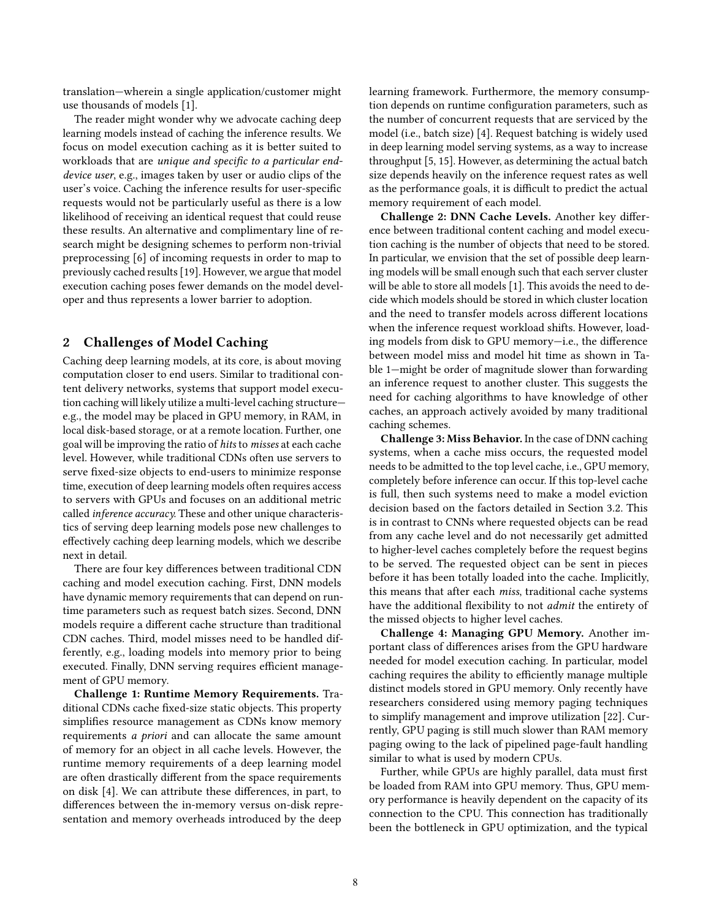translation—wherein a single application/customer might use thousands of models [1].

The reader might wonder why we advocate caching deep learning models instead of caching the inference results. We focus on model execution caching as it is better suited to workloads that are *unique and specific to a particular end-device user*, e.g., images taken by user or audio clips of the user's voice. Caching the inference results for user-specific requests would not be particularly useful as there is a low likelihood of receiving an identical request that could reuse these results. An alternative and complimentary line of research might be designing schemes to perform non-trivial preprocessing [6] of incoming requests in order to map to previously cached results [19]. However, we argue that model execution caching poses fewer demands on the model developer and thus represents a lower barrier to adoption.

## 2 Challenges of Model Caching

Caching deep learning models, at its core, is about moving computation closer to end users. Similar to traditional content delivery networks, systems that support model execution caching will likely utilize a multi-level caching structure—e.g., the model may be placed in GPU memory, in RAM, in local disk-based storage, or at a remote location. Further, one goal will be improving the ratio of *hits* to *misses* at each cache level. However, while traditional CDNs often use servers to serve fixed-size objects to end-users to minimize response time, execution of deep learning models often requires access to servers with GPUs and focuses on an additional metric called *inference accuracy.* These and other unique characteristics of serving deep learning models pose new challenges to effectively caching deep learning models, which we describe next in detail.

There are four key differences between traditional CDN caching and model execution caching. First, DNN models have dynamic memory requirements that can depend on runtime parameters such as request batch sizes. Second, DNN models require a different cache structure than traditional CDN caches. Third, model misses need to be handled differently, e.g., loading models into memory prior to being executed. Finally, DNN serving requires efficient management of GPU memory.

**Challenge 1: Runtime Memory Requirements.** Traditional CDNs cache fixed-size static objects. This property simplifies resource management as CDNs know memory requirements *a priori* and can allocate the same amount of memory for an object in all cache levels. However, the runtime memory requirements of a deep learning model are often drastically different from the space requirements on disk [4]. We can attribute these differences, in part, to differences between the in-memory versus on-disk representation and memory overheads introduced by the deep learning framework. Furthermore, the memory consumption depends on runtime configuration parameters, such as the number of concurrent requests that are serviced by the model (i.e., batch size) [4]. Request batching is widely used in deep learning model serving systems, as a way to increase throughput [5, 15]. However, as determining the actual batch size depends heavily on the inference request rates as well as the performance goals, it is difficult to predict the actual memory requirement of each model.

**Challenge 2: DNN Cache Levels.** Another key difference between traditional content caching and model execution caching is the number of objects that need to be stored. In particular, we envision that the set of possible deep learning models will be small enough such that each server cluster will be able to store all models [1]. This avoids the need to decide which models should be stored in which cluster location and the need to transfer models across different locations when the inference request workload shifts. However, loading models from disk to GPU memory—i.e., the difference between model miss and model hit time as shown in Table 1—might be order of magnitude slower than forwarding an inference request to another cluster. This suggests the need for caching algorithms to have knowledge of other caches, an approach actively avoided by many traditional caching schemes.

**Challenge 3: Miss Behavior.** In the case of DNN caching systems, when a cache miss occurs, the requested model needs to be admitted to the top level cache, i.e., GPU memory, completely before inference can occur. If this top-level cache is full, then such systems need to make a model eviction decision based on the factors detailed in Section 3.2. This is in contrast to CNNs where requested objects can be read from any cache level and do not necessarily get admitted to higher-level caches completely before the request begins to be served. The requested object can be sent in pieces before it has been totally loaded into the cache. Implicitly, this means that after each *miss*, traditional cache systems have the additional flexibility to not *admit* the entirety of the missed objects to higher level caches.

**Challenge 4: Managing GPU Memory.** Another important class of differences arises from the GPU hardware needed for model execution caching. In particular, model caching requires the ability to efficiently manage multiple distinct models stored in GPU memory. Only recently have researchers considered using memory paging techniques to simplify management and improve utilization [22]. Currently, GPU paging is still much slower than RAM memory paging owing to the lack of pipelined page-fault handling similar to what is used by modern CPUs.

Further, while GPUs are highly parallel, data must first be loaded from RAM into GPU memory. Thus, GPU memory performance is heavily dependent on the capacity of its connection to the CPU. This connection has traditionally been the bottleneck in GPU optimization, and the typical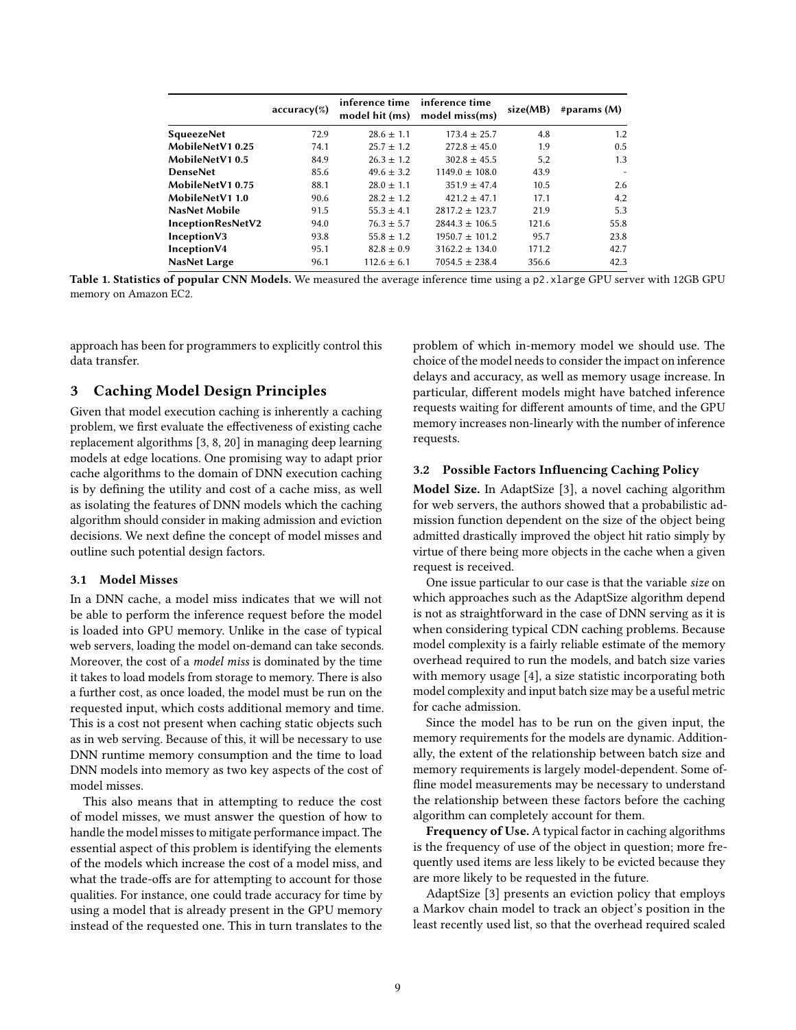| | accuracy(%) | inference time model hit (ms) | inference time model miss(ms) | size(MB) | #params (M) |
|---|---|---|---|---|---|
| **SqueezeNet** | 72.9 | $28.6 \pm 1.1$ | $173.4 \pm 25.7$ | 4.8 | 1.2 |
| **MobileNetV1 0.25** | 74.1 | $25.7 \pm 1.2$ | $272.8 \pm 45.0$ | 1.9 | 0.5 |
| **MobileNetV1 0.5** | 84.9 | $26.3 \pm 1.2$ | $302.8 \pm 45.5$ | 5.2 | 1.3 |
| **DenseNet** | 85.6 | $49.6 \pm 3.2$ | $1149.0 \pm 108.0$ | 43.9 | - |
| **MobileNetV1 0.75** | 88.1 | $28.0 \pm 1.1$ | $351.9 \pm 47.4$ | 10.5 | 2.6 |
| **MobileNetV1 1.0** | 90.6 | $28.2 \pm 1.2$ | $421.2 \pm 47.1$ | 17.1 | 4.2 |
| **NasNet Mobile** | 91.5 | $55.3 \pm 4.1$ | $2817.2 \pm 123.7$ | 21.9 | 5.3 |
| **InceptionResNetV2** | 94.0 | $76.3 \pm 5.7$ | $2844.3 \pm 106.5$ | 121.6 | 55.8 |
| **InceptionV3** | 93.8 | $55.8 \pm 1.2$ | $1950.7 \pm 101.2$ | 95.7 | 23.8 |
| **InceptionV4** | 95.1 | $82.8 \pm 0.9$ | $3162.2 \pm 134.0$ | 171.2 | 42.7 |
| **NasNet Large** | 96.1 | $112.6 \pm 6.1$ | $7054.5 \pm 238.4$ | 356.6 | 42.3 |

**Table 1. Statistics of popular CNN Models.** We measured the average inference time using a p2.xlarge GPU server with 12GB GPU memory on Amazon EC2.

approach has been for programmers to explicitly control this data transfer.

## 3 Caching Model Design Principles

Given that model execution caching is inherently a caching problem, we first evaluate the effectiveness of existing cache replacement algorithms [3, 8, 20] in managing deep learning models at edge locations. One promising way to adapt prior cache algorithms to the domain of DNN execution caching is by defining the utility and cost of a cache miss, as well as isolating the features of DNN models which the caching algorithm should consider in making admission and eviction decisions. We next define the concept of model misses and outline such potential design factors.

### 3.1 Model Misses

In a DNN cache, a model miss indicates that we will not be able to perform the inference request before the model is loaded into GPU memory. Unlike in the case of typical web servers, loading the model on-demand can take seconds. Moreover, the cost of a *model miss* is dominated by the time it takes to load models from storage to memory. There is also a further cost, as once loaded, the model must be run on the requested input, which costs additional memory and time. This is a cost not present when caching static objects such as in web serving. Because of this, it will be necessary to use DNN runtime memory consumption and the time to load DNN models into memory as two key aspects of the cost of model misses.

This also means that in attempting to reduce the cost of model misses, we must answer the question of how to handle the model misses to mitigate performance impact. The essential aspect of this problem is identifying the elements of the models which increase the cost of a model miss, and what the trade-offs are for attempting to account for those qualities. For instance, one could trade accuracy for time by using a model that is already present in the GPU memory instead of the requested one. This in turn translates to the problem of which in-memory model we should use. The choice of the model needs to consider the impact on inference delays and accuracy, as well as memory usage increase. In particular, different models might have batched inference requests waiting for different amounts of time, and the GPU memory increases non-linearly with the number of inference requests.

### 3.2 Possible Factors Influencing Caching Policy

**Model Size.** In AdaptSize [3], a novel caching algorithm for web servers, the authors showed that a probabilistic admission function dependent on the size of the object being admitted drastically improved the object hit ratio simply by virtue of there being more objects in the cache when a given request is received.

One issue particular to our case is that the variable *size* on which approaches such as the AdaptSize algorithm depend is not as straightforward in the case of DNN serving as it is when considering typical CDN caching problems. Because model complexity is a fairly reliable estimate of the memory overhead required to run the models, and batch size varies with memory usage [4], a size statistic incorporating both model complexity and input batch size may be a useful metric for cache admission.

Since the model has to be run on the given input, the memory requirements for the models are dynamic. Additionally, the extent of the relationship between batch size and memory requirements is largely model-dependent. Some offline model measurements may be necessary to understand the relationship between these factors before the caching algorithm can completely account for them.

**Frequency of Use.** A typical factor in caching algorithms is the frequency of use of the object in question; more frequently used items are less likely to be evicted because they are more likely to be requested in the future.

AdaptSize [3] presents an eviction policy that employs a Markov chain model to track an object's position in the least recently used list, so that the overhead required scaled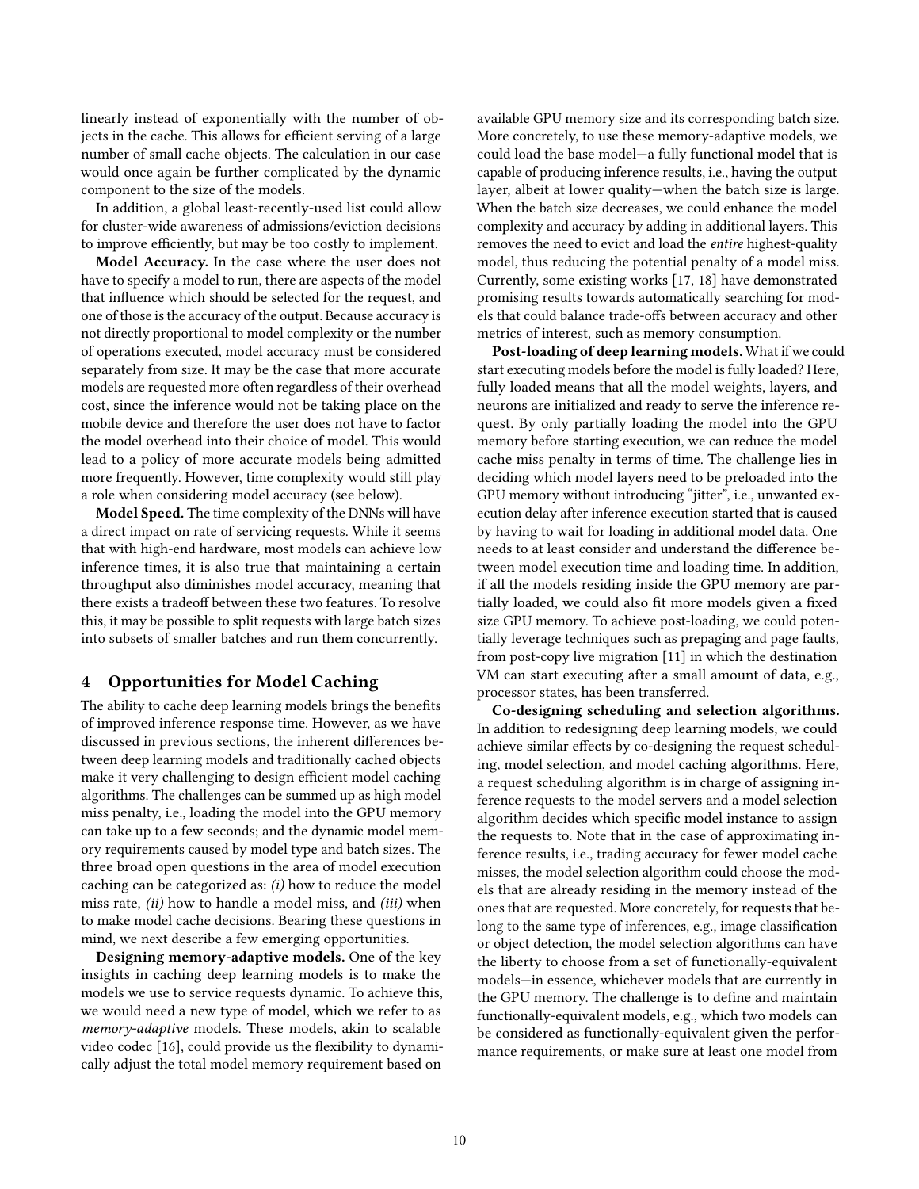linearly instead of exponentially with the number of objects in the cache. This allows for efficient serving of a large number of small cache objects. The calculation in our case would once again be further complicated by the dynamic component to the size of the models.

In addition, a global least-recently-used list could allow for cluster-wide awareness of admissions/eviction decisions to improve efficiently, but may be too costly to implement.

**Model Accuracy.** In the case where the user does not have to specify a model to run, there are aspects of the model that influence which should be selected for the request, and one of those is the accuracy of the output. Because accuracy is not directly proportional to model complexity or the number of operations executed, model accuracy must be considered separately from size. It may be the case that more accurate models are requested more often regardless of their overhead cost, since the inference would not be taking place on the mobile device and therefore the user does not have to factor the model overhead into their choice of model. This would lead to a policy of more accurate models being admitted more frequently. However, time complexity would still play a role when considering model accuracy (see below).

**Model Speed.** The time complexity of the DNNs will have a direct impact on rate of servicing requests. While it seems that with high-end hardware, most models can achieve low inference times, it is also true that maintaining a certain throughput also diminishes model accuracy, meaning that there exists a tradeoff between these two features. To resolve this, it may be possible to split requests with large batch sizes into subsets of smaller batches and run them concurrently.

## 4 Opportunities for Model Caching

The ability to cache deep learning models brings the benefits of improved inference response time. However, as we have discussed in previous sections, the inherent differences between deep learning models and traditionally cached objects make it very challenging to design efficient model caching algorithms. The challenges can be summed up as high model miss penalty, i.e., loading the model into the GPU memory can take up to a few seconds; and the dynamic model memory requirements caused by model type and batch sizes. The three broad open questions in the area of model execution caching can be categorized as: *(i)* how to reduce the model miss rate, *(ii)* how to handle a model miss, and *(iii)* when to make model cache decisions. Bearing these questions in mind, we next describe a few emerging opportunities.

**Designing memory-adaptive models.** One of the key insights in caching deep learning models is to make the models we use to service requests dynamic. To achieve this, we would need a new type of model, which we refer to as *memory-adaptive* models. These models, akin to scalable video codec [16], could provide us the flexibility to dynamically adjust the total model memory requirement based on available GPU memory size and its corresponding batch size. More concretely, to use these memory-adaptive models, we could load the base model—a fully functional model that is capable of producing inference results, i.e., having the output layer, albeit at lower quality—when the batch size is large. When the batch size decreases, we could enhance the model complexity and accuracy by adding in additional layers. This removes the need to evict and load the *entire* highest-quality model, thus reducing the potential penalty of a model miss. Currently, some existing works [17, 18] have demonstrated promising results towards automatically searching for models that could balance trade-offs between accuracy and other metrics of interest, such as memory consumption.

**Post-loading of deep learning models.** What if we could start executing models before the model is fully loaded? Here, fully loaded means that all the model weights, layers, and neurons are initialized and ready to serve the inference request. By only partially loading the model into the GPU memory before starting execution, we can reduce the model cache miss penalty in terms of time. The challenge lies in deciding which model layers need to be preloaded into the GPU memory without introducing "jitter", i.e., unwanted execution delay after inference execution started that is caused by having to wait for loading in additional model data. One needs to at least consider and understand the difference between model execution time and loading time. In addition, if all the models residing inside the GPU memory are partially loaded, we could also fit more models given a fixed size GPU memory. To achieve post-loading, we could potentially leverage techniques such as prepaging and page faults, from post-copy live migration [11] in which the destination VM can start executing after a small amount of data, e.g., processor states, has been transferred.

**Co-designing scheduling and selection algorithms.** In addition to redesigning deep learning models, we could achieve similar effects by co-designing the request scheduling, model selection, and model caching algorithms. Here, a request scheduling algorithm is in charge of assigning inference requests to the model servers and a model selection algorithm decides which specific model instance to assign the requests to. Note that in the case of approximating inference results, i.e., trading accuracy for fewer model cache misses, the model selection algorithm could choose the models that are already residing in the memory instead of the ones that are requested. More concretely, for requests that belong to the same type of inferences, e.g., image classification or object detection, the model selection algorithms can have the liberty to choose from a set of functionally-equivalent models—in essence, whichever models that are currently in the GPU memory. The challenge is to define and maintain functionally-equivalent models, e.g., which two models can be considered as functionally-equivalent given the performance requirements, or make sure at least one model from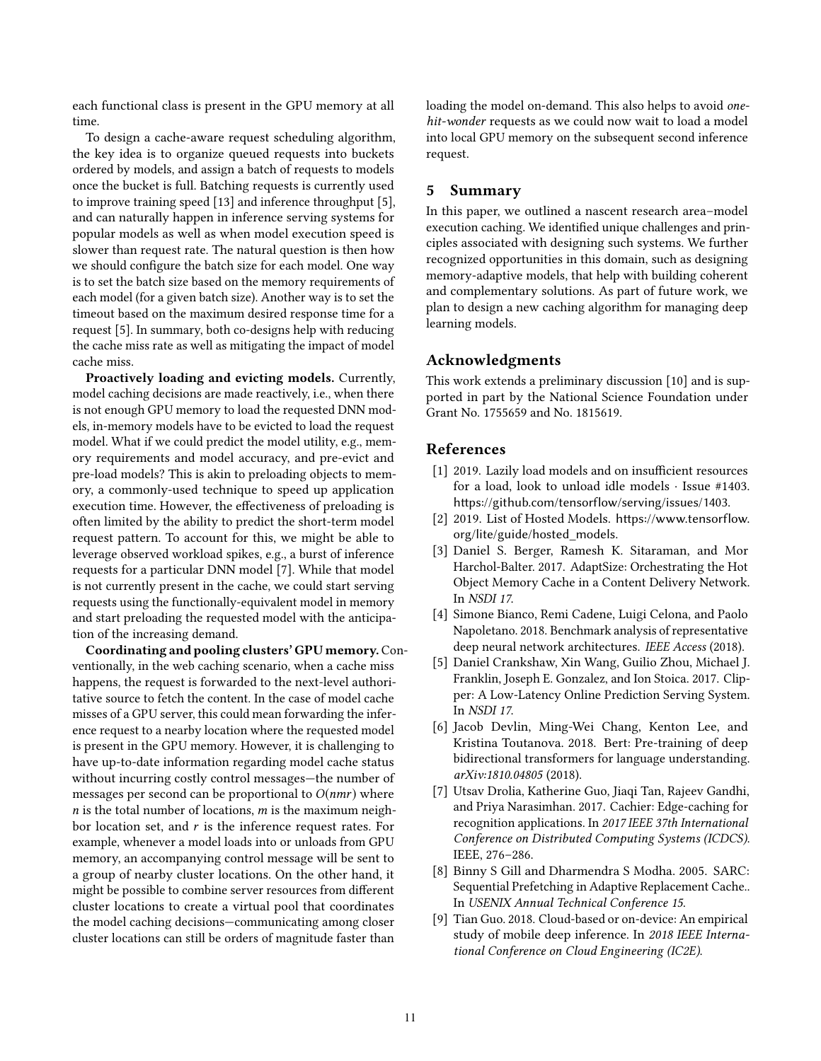each functional class is present in the GPU memory at all time.

To design a cache-aware request scheduling algorithm, the key idea is to organize queued requests into buckets ordered by models, and assign a batch of requests to models once the bucket is full. Batching requests is currently used to improve training speed [13] and inference throughput [5], and can naturally happen in inference serving systems for popular models as well as when model execution speed is slower than request rate. The natural question is then how we should configure the batch size for each model. One way is to set the batch size based on the memory requirements of each model (for a given batch size). Another way is to set the timeout based on the maximum desired response time for a request [5]. In summary, both co-designs help with reducing the cache miss rate as well as mitigating the impact of model cache miss.

**Proactively loading and evicting models.** Currently, model caching decisions are made reactively, i.e., when there is not enough GPU memory to load the requested DNN models, in-memory models have to be evicted to load the request model. What if we could predict the model utility, e.g., memory requirements and model accuracy, and pre-evict and pre-load models? This is akin to preloading objects to memory, a commonly-used technique to speed up application execution time. However, the effectiveness of preloading is often limited by the ability to predict the short-term model request pattern. To account for this, we might be able to leverage observed workload spikes, e.g., a burst of inference requests for a particular DNN model [7]. While that model is not currently present in the cache, we could start serving requests using the functionally-equivalent model in memory and start preloading the requested model with the anticipation of the increasing demand.

**Coordinating and pooling clusters' GPU memory.** Conventionally, in the web caching scenario, when a cache miss happens, the request is forwarded to the next-level authoritative source to fetch the content. In the case of model cache misses of a GPU server, this could mean forwarding the inference request to a nearby location where the requested model is present in the GPU memory. However, it is challenging to have up-to-date information regarding model cache status without incurring costly control messages—the number of messages per second can be proportional to $O(nmr)$ where $n$ is the total number of locations, $m$ is the maximum neighbor location set, and $r$ is the inference request rates. For example, whenever a model loads into or unloads from GPU memory, an accompanying control message will be sent to a group of nearby cluster locations. On the other hand, it might be possible to combine server resources from different cluster locations to create a virtual pool that coordinates the model caching decisions—communicating among closer cluster locations can still be orders of magnitude faster than loading the model on-demand. This also helps to avoid *one-hit-wonder* requests as we could now wait to load a model into local GPU memory on the subsequent second inference request.

## 5 Summary

In this paper, we outlined a nascent research area–model execution caching. We identified unique challenges and principles associated with designing such systems. We further recognized opportunities in this domain, such as designing memory-adaptive models, that help with building coherent and complementary solutions. As part of future work, we plan to design a new caching algorithm for managing deep learning models.

## Acknowledgments

This work extends a preliminary discussion [10] and is supported in part by the National Science Foundation under Grant No. 1755659 and No. 1815619.

## References

[1] 2019. Lazily load models and on insufficient resources for a load, look to unload idle models · Issue #1403. https://github.com/tensorflow/serving/issues/1403.

[2] 2019. List of Hosted Models. https://www.tensorflow.org/lite/guide/hosted_models.

[3] Daniel S. Berger, Ramesh K. Sitaraman, and Mor Harchol-Balter. 2017. AdaptSize: Orchestrating the Hot Object Memory Cache in a Content Delivery Network. In *NSDI 17*.

[4] Simone Bianco, Remi Cadene, Luigi Celona, and Paolo Napoletano. 2018. Benchmark analysis of representative deep neural network architectures. *IEEE Access* (2018).

[5] Daniel Crankshaw, Xin Wang, Guilio Zhou, Michael J. Franklin, Joseph E. Gonzalez, and Ion Stoica. 2017. Clipper: A Low-Latency Online Prediction Serving System. In *NSDI 17*.

[6] Jacob Devlin, Ming-Wei Chang, Kenton Lee, and Kristina Toutanova. 2018. Bert: Pre-training of deep bidirectional transformers for language understanding. *arXiv:1810.04805* (2018).

[7] Utsav Drolia, Katherine Guo, Jiaqi Tan, Rajeev Gandhi, and Priya Narasimhan. 2017. Cachier: Edge-caching for recognition applications. In *2017 IEEE 37th International Conference on Distributed Computing Systems (ICDCS)*. IEEE, 276–286.

[8] Binny S Gill and Dharmendra S Modha. 2005. SARC: Sequential Prefetching in Adaptive Replacement Cache.. In *USENIX Annual Technical Conference 15*.

[9] Tian Guo. 2018. Cloud-based or on-device: An empirical study of mobile deep inference. In *2018 IEEE International Conference on Cloud Engineering (IC2E)*.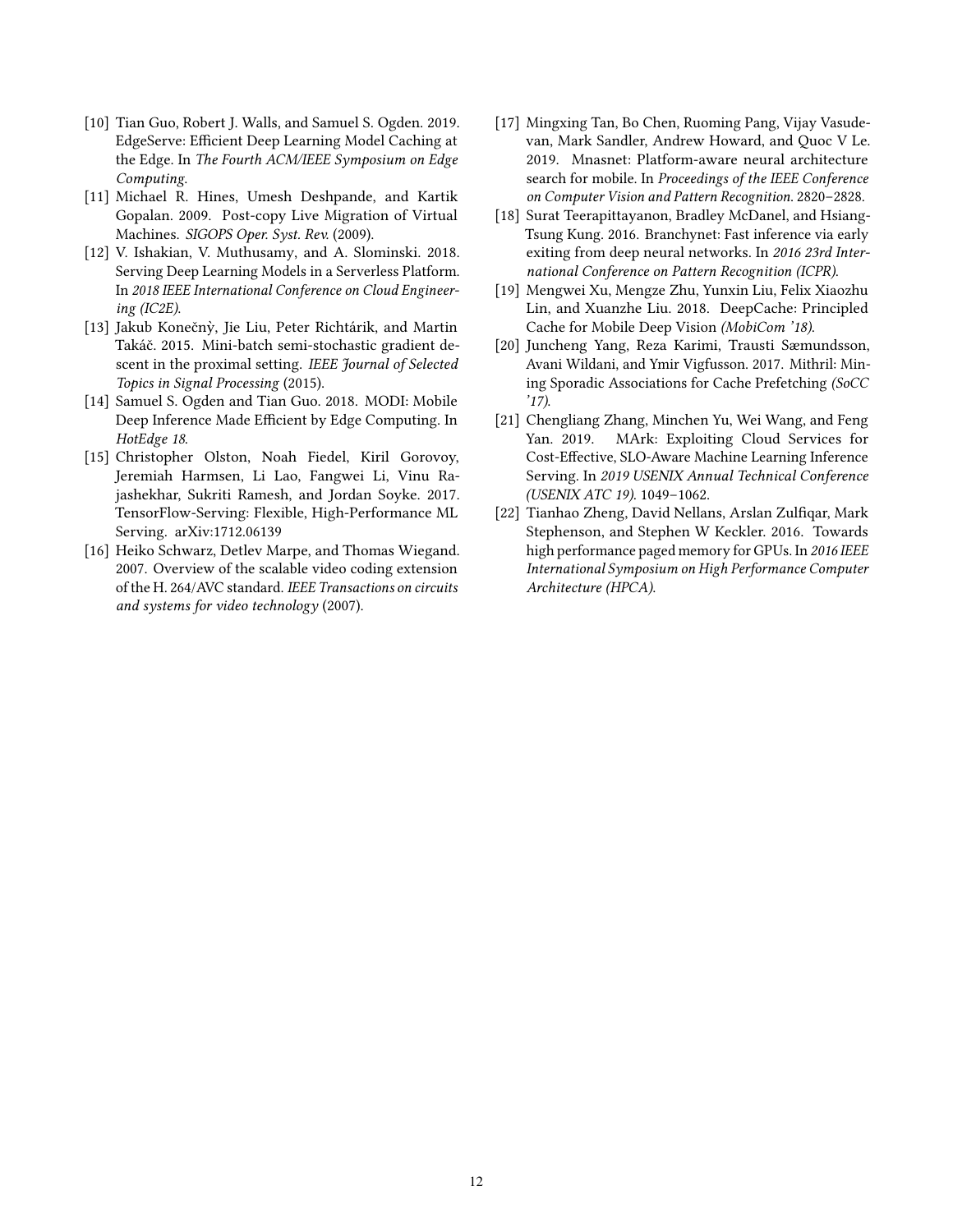[10] Tian Guo, Robert J. Walls, and Samuel S. Ogden. 2019. EdgeServe: Efficient Deep Learning Model Caching at the Edge. In *The Fourth ACM/IEEE Symposium on Edge Computing*.

[11] Michael R. Hines, Umesh Deshpande, and Kartik Gopalan. 2009. Post-copy Live Migration of Virtual Machines. *SIGOPS Oper. Syst. Rev.* (2009).

[12] V. Ishakian, V. Muthusamy, and A. Slominski. 2018. Serving Deep Learning Models in a Serverless Platform. In *2018 IEEE International Conference on Cloud Engineering (IC2E)*.

[13] Jakub Konečnỳ, Jie Liu, Peter Richtárik, and Martin Takáč. 2015. Mini-batch semi-stochastic gradient descent in the proximal setting. *IEEE Journal of Selected Topics in Signal Processing* (2015).

[14] Samuel S. Ogden and Tian Guo. 2018. MODI: Mobile Deep Inference Made Efficient by Edge Computing. In *HotEdge 18*.

[15] Christopher Olston, Noah Fiedel, Kiril Gorovoy, Jeremiah Harmsen, Li Lao, Fangwei Li, Vinu Rajashekhar, Sukriti Ramesh, and Jordan Soyke. 2017. TensorFlow-Serving: Flexible, High-Performance ML Serving. arXiv:1712.06139

[16] Heiko Schwarz, Detlev Marpe, and Thomas Wiegand. 2007. Overview of the scalable video coding extension of the H. 264/AVC standard. *IEEE Transactions on circuits and systems for video technology* (2007).

[17] Mingxing Tan, Bo Chen, Ruoming Pang, Vijay Vasudevan, Mark Sandler, Andrew Howard, and Quoc V Le. 2019. Mnasnet: Platform-aware neural architecture search for mobile. In *Proceedings of the IEEE Conference on Computer Vision and Pattern Recognition*. 2820–2828.

[18] Surat Teerapittayanon, Bradley McDanel, and Hsiang-Tsung Kung. 2016. Branchynet: Fast inference via early exiting from deep neural networks. In *2016 23rd International Conference on Pattern Recognition (ICPR)*.

[19] Mengwei Xu, Mengze Zhu, Yunxin Liu, Felix Xiaozhu Lin, and Xuanzhe Liu. 2018. DeepCache: Principled Cache for Mobile Deep Vision *(MobiCom '18)*.

[20] Juncheng Yang, Reza Karimi, Trausti Sæmundsson, Avani Wildani, and Ymir Vigfusson. 2017. Mithril: Mining Sporadic Associations for Cache Prefetching *(SoCC '17)*.

[21] Chengliang Zhang, Minchen Yu, Wei Wang, and Feng Yan. 2019. MArk: Exploiting Cloud Services for Cost-Effective, SLO-Aware Machine Learning Inference Serving. In *2019 USENIX Annual Technical Conference (USENIX ATC 19)*. 1049–1062.

[22] Tianhao Zheng, David Nellans, Arslan Zulfiqar, Mark Stephenson, and Stephen W Keckler. 2016. Towards high performance paged memory for GPUs. In *2016 IEEE International Symposium on High Performance Computer Architecture (HPCA)*.